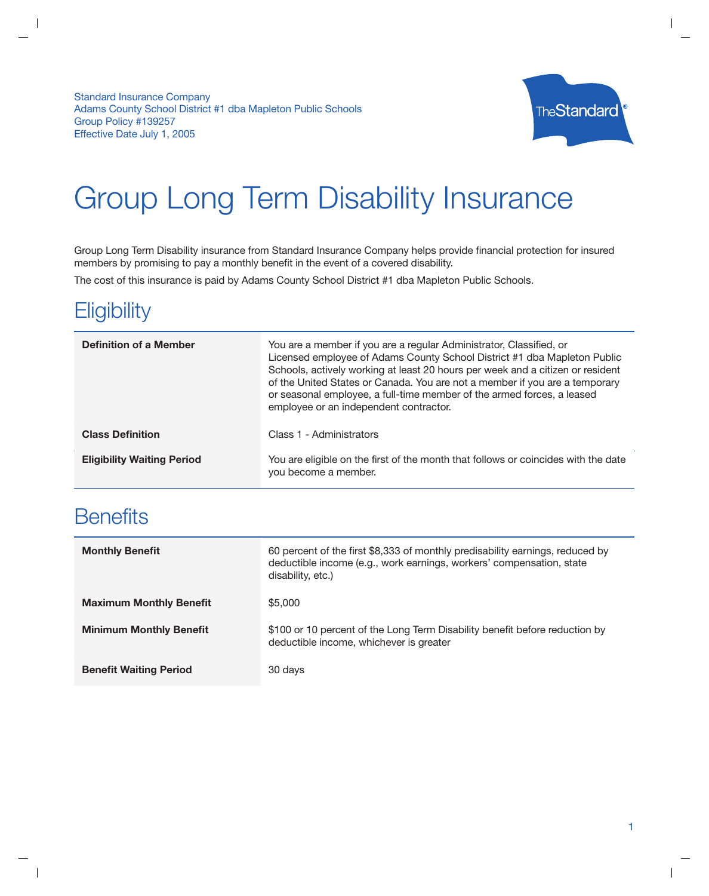Standard Insurance Company
Adams County School District #1 dba Mapleton Public Schools
Group Policy #139257
Effective Date July 1, 2005

# Group Long Term Disability Insurance

Group Long Term Disability insurance from Standard Insurance Company helps provide financial protection for insured members by promising to pay a monthly benefit in the event of a covered disability.

The cost of this insurance is paid by Adams County School District #1 dba Mapleton Public Schools.

## Eligibility

| | |
|---|---|
| **Definition of a Member** | You are a member if you are a regular Administrator, Classified, or Licensed employee of Adams County School District #1 dba Mapleton Public Schools, actively working at least 20 hours per week and a citizen or resident of the United States or Canada. You are not a member if you are a temporary or seasonal employee, a full-time member of the armed forces, a leased employee or an independent contractor. |
| **Class Definition** | Class 1 - Administrators |
| **Eligibility Waiting Period** | You are eligible on the first of the month that follows or coincides with the date you become a member. |

## Benefits

| | |
|---|---|
| **Monthly Benefit** | 60 percent of the first $8,333 of monthly predisability earnings, reduced by deductible income (e.g., work earnings, workers' compensation, state disability, etc.) |
| **Maximum Monthly Benefit** | $5,000 |
| **Minimum Monthly Benefit** | $100 or 10 percent of the Long Term Disability benefit before reduction by deductible income, whichever is greater |
| **Benefit Waiting Period** | 30 days |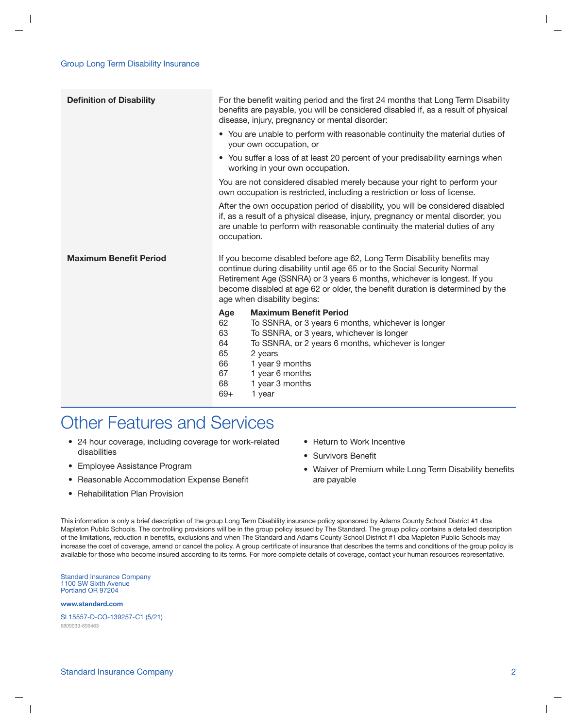Group Long Term Disability Insurance

| | |
|---|---|
| **Definition of Disability** | For the benefit waiting period and the first 24 months that Long Term Disability benefits are payable, you will be considered disabled if, as a result of physical disease, injury, pregnancy or mental disorder:<br>• You are unable to perform with reasonable continuity the material duties of your own occupation, or<br>• You suffer a loss of at least 20 percent of your predisability earnings when working in your own occupation.<br>You are not considered disabled merely because your right to perform your own occupation is restricted, including a restriction or loss of license.<br>After the own occupation period of disability, you will be considered disabled if, as a result of a physical disease, injury, pregnancy or mental disorder, you are unable to perform with reasonable continuity the material duties of any occupation. |
| **Maximum Benefit Period** | If you become disabled before age 62, Long Term Disability benefits may continue during disability until age 65 or to the Social Security Normal Retirement Age (SSNRA) or 3 years 6 months, whichever is longest. If you become disabled at age 62 or older, the benefit duration is determined by the age when disability begins: |

| Age | Maximum Benefit Period |
|---|---|
| 62 | To SSNRA, or 3 years 6 months, whichever is longer |
| 63 | To SSNRA, or 3 years, whichever is longer |
| 64 | To SSNRA, or 2 years 6 months, whichever is longer |
| 65 | 2 years |
| 66 | 1 year 9 months |
| 67 | 1 year 6 months |
| 68 | 1 year 3 months |
| 69+ | 1 year |

# Other Features and Services

- 24 hour coverage, including coverage for work-related disabilities
- Employee Assistance Program
- Reasonable Accommodation Expense Benefit
- Rehabilitation Plan Provision
- Return to Work Incentive
- Survivors Benefit
- Waiver of Premium while Long Term Disability benefits are payable

This information is only a brief description of the group Long Term Disability insurance policy sponsored by Adams County School District #1 dba Mapleton Public Schools. The controlling provisions will be in the group policy issued by The Standard. The group policy contains a detailed description of the limitations, reduction in benefits, exclusions and when The Standard and Adams County School District #1 dba Mapleton Public Schools may increase the cost of coverage, amend or cancel the policy. A group certificate of insurance that describes the terms and conditions of the group policy is available for those who become insured according to its terms. For more complete details of coverage, contact your human resources representative.

Standard Insurance Company
1100 SW Sixth Avenue
Portland OR 97204

**www.standard.com**

SI 15557-D-CO-139257-C1 (5/21)
6809933-699463